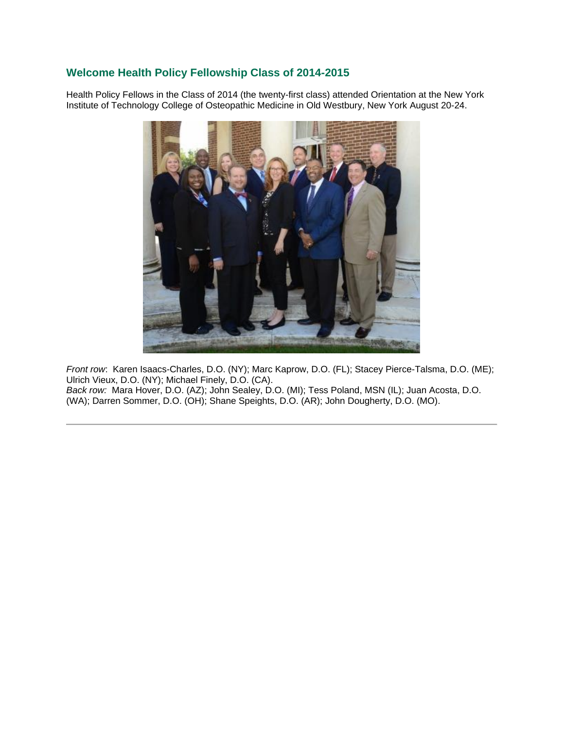## Welcome Health Policy Fellowship Class of 2014-2015

Health Policy Fellows in the Class of 2014 (the twenty-first class) attended Orientation at the New York Institute of Technology College of Osteopathic Medicine in Old Westbury, New York August 20-24.

*Front row*: Karen Isaacs-Charles, D.O. (NY); Marc Kaprow, D.O. (FL); Stacey Pierce-Talsma, D.O. (ME); Ulrich Vieux, D.O. (NY); Michael Finely, D.O. (CA).
*Back row:* Mara Hover, D.O. (AZ); John Sealey, D.O. (MI); Tess Poland, MSN (IL); Juan Acosta, D.O. (WA); Darren Sommer, D.O. (OH); Shane Speights, D.O. (AR); John Dougherty, D.O. (MO).

---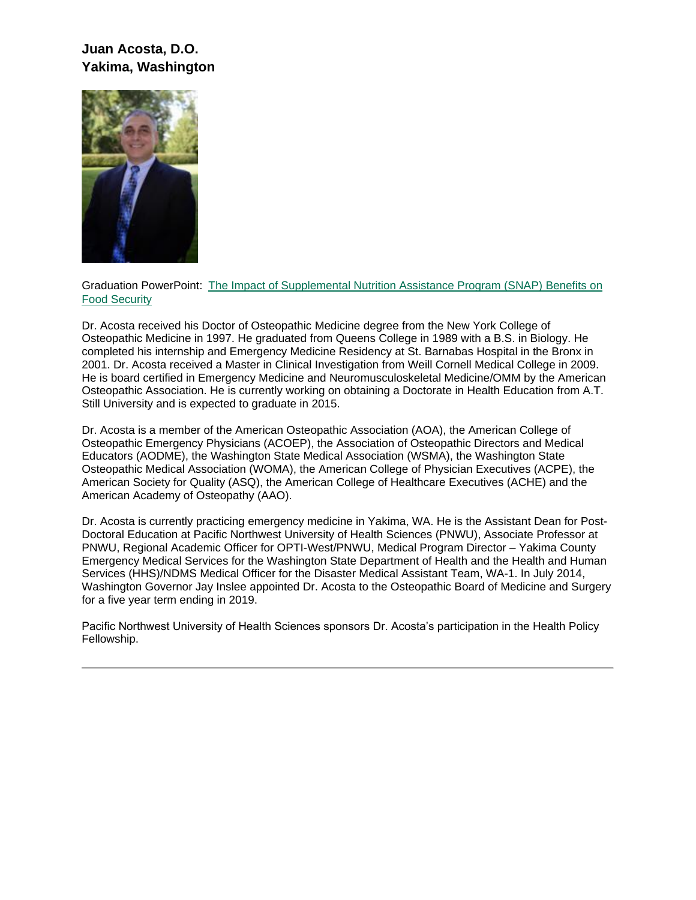**Juan Acosta, D.O.**
**Yakima, Washington**

Graduation PowerPoint: The Impact of Supplemental Nutrition Assistance Program (SNAP) Benefits on Food Security

Dr. Acosta received his Doctor of Osteopathic Medicine degree from the New York College of Osteopathic Medicine in 1997. He graduated from Queens College in 1989 with a B.S. in Biology. He completed his internship and Emergency Medicine Residency at St. Barnabas Hospital in the Bronx in 2001. Dr. Acosta received a Master in Clinical Investigation from Weill Cornell Medical College in 2009. He is board certified in Emergency Medicine and Neuromusculoskeletal Medicine/OMM by the American Osteopathic Association. He is currently working on obtaining a Doctorate in Health Education from A.T. Still University and is expected to graduate in 2015.

Dr. Acosta is a member of the American Osteopathic Association (AOA), the American College of Osteopathic Emergency Physicians (ACOEP), the Association of Osteopathic Directors and Medical Educators (AODME), the Washington State Medical Association (WSMA), the Washington State Osteopathic Medical Association (WOMA), the American College of Physician Executives (ACPE), the American Society for Quality (ASQ), the American College of Healthcare Executives (ACHE) and the American Academy of Osteopathy (AAO).

Dr. Acosta is currently practicing emergency medicine in Yakima, WA. He is the Assistant Dean for Post-Doctoral Education at Pacific Northwest University of Health Sciences (PNWU), Associate Professor at PNWU, Regional Academic Officer for OPTI-West/PNWU, Medical Program Director – Yakima County Emergency Medical Services for the Washington State Department of Health and the Health and Human Services (HHS)/NDMS Medical Officer for the Disaster Medical Assistant Team, WA-1. In July 2014, Washington Governor Jay Inslee appointed Dr. Acosta to the Osteopathic Board of Medicine and Surgery for a five year term ending in 2019.

Pacific Northwest University of Health Sciences sponsors Dr. Acosta's participation in the Health Policy Fellowship.

---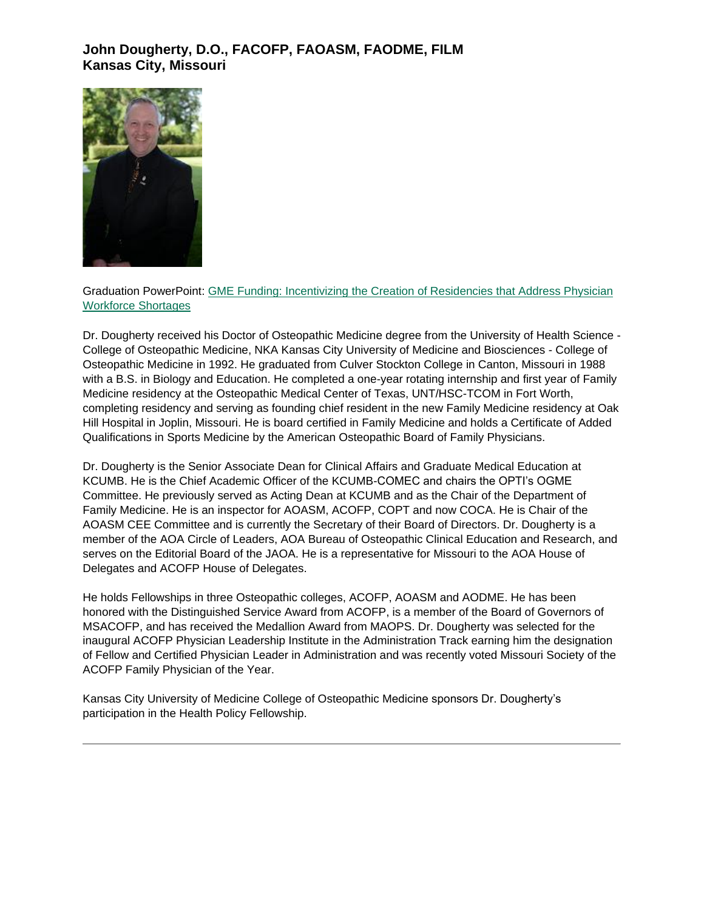### John Dougherty, D.O., FACOFP, FAOASM, FAODME, FILM
### Kansas City, Missouri

Graduation PowerPoint: [GME Funding: Incentivizing the Creation of Residencies that Address Physician Workforce Shortages]()

Dr. Dougherty received his Doctor of Osteopathic Medicine degree from the University of Health Science - College of Osteopathic Medicine, NKA Kansas City University of Medicine and Biosciences - College of Osteopathic Medicine in 1992. He graduated from Culver Stockton College in Canton, Missouri in 1988 with a B.S. in Biology and Education. He completed a one-year rotating internship and first year of Family Medicine residency at the Osteopathic Medical Center of Texas, UNT/HSC-TCOM in Fort Worth, completing residency and serving as founding chief resident in the new Family Medicine residency at Oak Hill Hospital in Joplin, Missouri. He is board certified in Family Medicine and holds a Certificate of Added Qualifications in Sports Medicine by the American Osteopathic Board of Family Physicians.

Dr. Dougherty is the Senior Associate Dean for Clinical Affairs and Graduate Medical Education at KCUMB. He is the Chief Academic Officer of the KCUMB-COMEC and chairs the OPTI's OGME Committee. He previously served as Acting Dean at KCUMB and as the Chair of the Department of Family Medicine. He is an inspector for AOASM, ACOFP, COPT and now COCA. He is Chair of the AOASM CEE Committee and is currently the Secretary of their Board of Directors. Dr. Dougherty is a member of the AOA Circle of Leaders, AOA Bureau of Osteopathic Clinical Education and Research, and serves on the Editorial Board of the JAOA. He is a representative for Missouri to the AOA House of Delegates and ACOFP House of Delegates.

He holds Fellowships in three Osteopathic colleges, ACOFP, AOASM and AODME. He has been honored with the Distinguished Service Award from ACOFP, is a member of the Board of Governors of MSACOFP, and has received the Medallion Award from MAOPS. Dr. Dougherty was selected for the inaugural ACOFP Physician Leadership Institute in the Administration Track earning him the designation of Fellow and Certified Physician Leader in Administration and was recently voted Missouri Society of the ACOFP Family Physician of the Year.

Kansas City University of Medicine College of Osteopathic Medicine sponsors Dr. Dougherty's participation in the Health Policy Fellowship.

---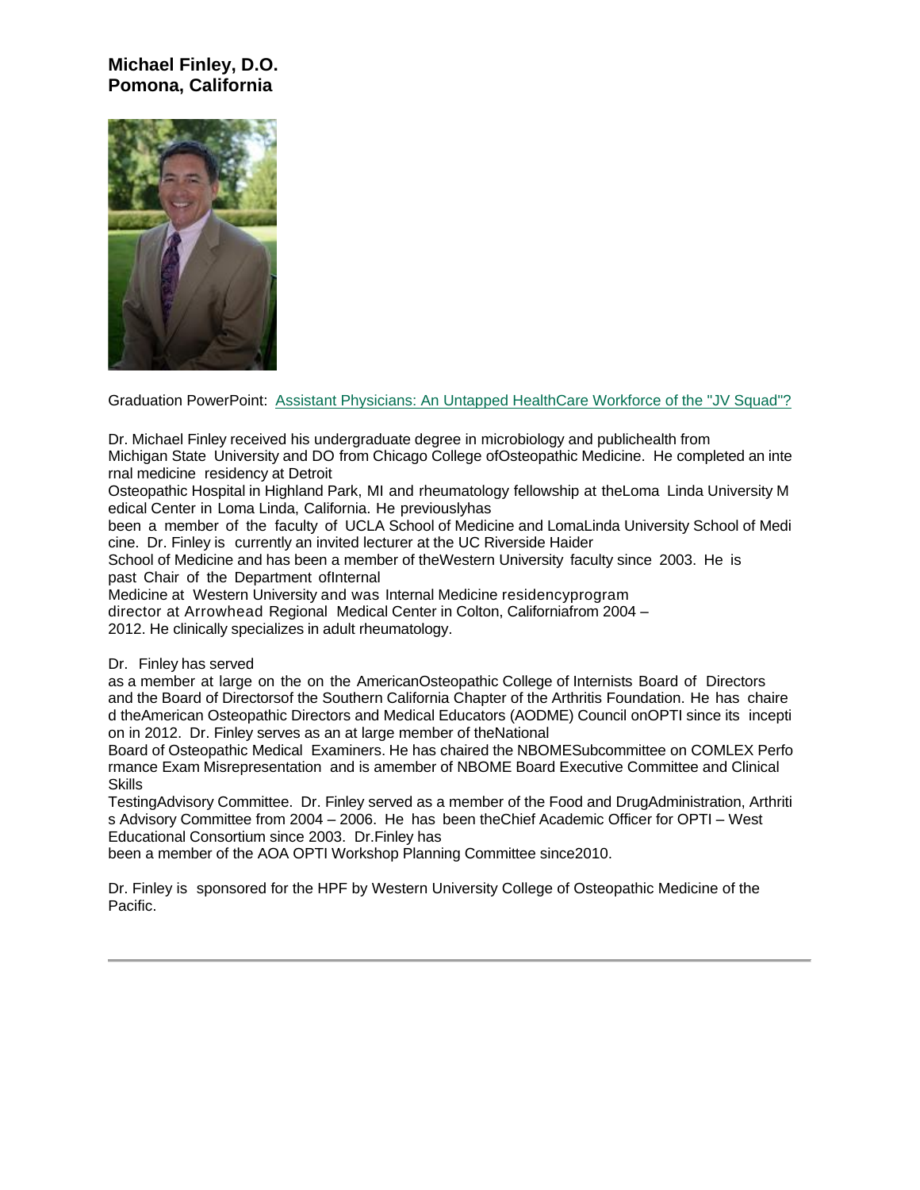**Michael Finley, D.O.**
**Pomona, California**

Graduation PowerPoint: [Assistant Physicians: An Untapped HealthCare Workforce of the "JV Squad"?]

Dr. Michael Finley received his undergraduate degree in microbiology and publichealth from Michigan State University and DO from Chicago College ofOsteopathic Medicine. He completed an internal medicine residency at Detroit Osteopathic Hospital in Highland Park, MI and rheumatology fellowship at theLoma Linda University Medical Center in Loma Linda, California. He previouslyhas been a member of the faculty of UCLA School of Medicine and LomaLinda University School of Medicine. Dr. Finley is currently an invited lecturer at the UC Riverside Haider School of Medicine and has been a member of theWestern University faculty since 2003. He is past Chair of the Department ofInternal Medicine at Western University and was Internal Medicine residencyprogram director at Arrowhead Regional Medical Center in Colton, Californiafrom 2004 – 2012. He clinically specializes in adult rheumatology.

Dr. Finley has served as a member at large on the on the AmericanOsteopathic College of Internists Board of Directors and the Board of Directorsof the Southern California Chapter of the Arthritis Foundation. He has chaired theAmerican Osteopathic Directors and Medical Educators (AODME) Council onOPTI since its inception in 2012. Dr. Finley serves as an at large member of theNational Board of Osteopathic Medical Examiners. He has chaired the NBOMESubcommittee on COMLEX Performance Exam Misrepresentation and is amember of NBOME Board Executive Committee and Clinical Skills TestingAdvisory Committee. Dr. Finley served as a member of the Food and DrugAdministration, Arthritis Advisory Committee from 2004 – 2006. He has been theChief Academic Officer for OPTI – West Educational Consortium since 2003. Dr.Finley has been a member of the AOA OPTI Workshop Planning Committee since2010.

Dr. Finley is sponsored for the HPF by Western University College of Osteopathic Medicine of the Pacific.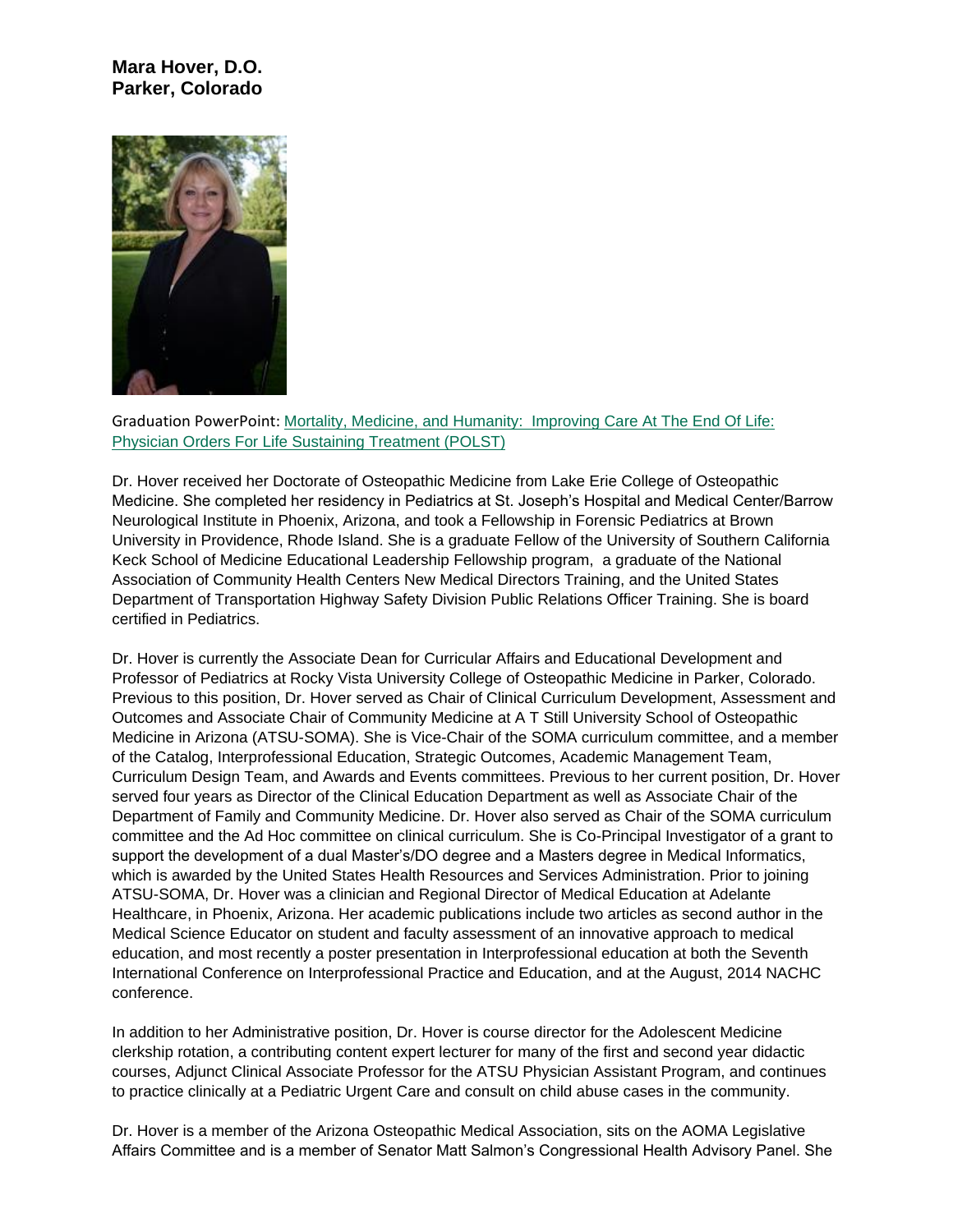**Mara Hover, D.O.**
**Parker, Colorado**

Graduation PowerPoint: Mortality, Medicine, and Humanity: Improving Care At The End Of Life: Physician Orders For Life Sustaining Treatment (POLST)

Dr. Hover received her Doctorate of Osteopathic Medicine from Lake Erie College of Osteopathic Medicine. She completed her residency in Pediatrics at St. Joseph's Hospital and Medical Center/Barrow Neurological Institute in Phoenix, Arizona, and took a Fellowship in Forensic Pediatrics at Brown University in Providence, Rhode Island. She is a graduate Fellow of the University of Southern California Keck School of Medicine Educational Leadership Fellowship program, a graduate of the National Association of Community Health Centers New Medical Directors Training, and the United States Department of Transportation Highway Safety Division Public Relations Officer Training. She is board certified in Pediatrics.

Dr. Hover is currently the Associate Dean for Curricular Affairs and Educational Development and Professor of Pediatrics at Rocky Vista University College of Osteopathic Medicine in Parker, Colorado. Previous to this position, Dr. Hover served as Chair of Clinical Curriculum Development, Assessment and Outcomes and Associate Chair of Community Medicine at A T Still University School of Osteopathic Medicine in Arizona (ATSU-SOMA). She is Vice-Chair of the SOMA curriculum committee, and a member of the Catalog, Interprofessional Education, Strategic Outcomes, Academic Management Team, Curriculum Design Team, and Awards and Events committees. Previous to her current position, Dr. Hover served four years as Director of the Clinical Education Department as well as Associate Chair of the Department of Family and Community Medicine. Dr. Hover also served as Chair of the SOMA curriculum committee and the Ad Hoc committee on clinical curriculum. She is Co-Principal Investigator of a grant to support the development of a dual Master's/DO degree and a Masters degree in Medical Informatics, which is awarded by the United States Health Resources and Services Administration. Prior to joining ATSU-SOMA, Dr. Hover was a clinician and Regional Director of Medical Education at Adelante Healthcare, in Phoenix, Arizona. Her academic publications include two articles as second author in the Medical Science Educator on student and faculty assessment of an innovative approach to medical education, and most recently a poster presentation in Interprofessional education at both the Seventh International Conference on Interprofessional Practice and Education, and at the August, 2014 NACHC conference.

In addition to her Administrative position, Dr. Hover is course director for the Adolescent Medicine clerkship rotation, a contributing content expert lecturer for many of the first and second year didactic courses, Adjunct Clinical Associate Professor for the ATSU Physician Assistant Program, and continues to practice clinically at a Pediatric Urgent Care and consult on child abuse cases in the community.

Dr. Hover is a member of the Arizona Osteopathic Medical Association, sits on the AOMA Legislative Affairs Committee and is a member of Senator Matt Salmon's Congressional Health Advisory Panel. She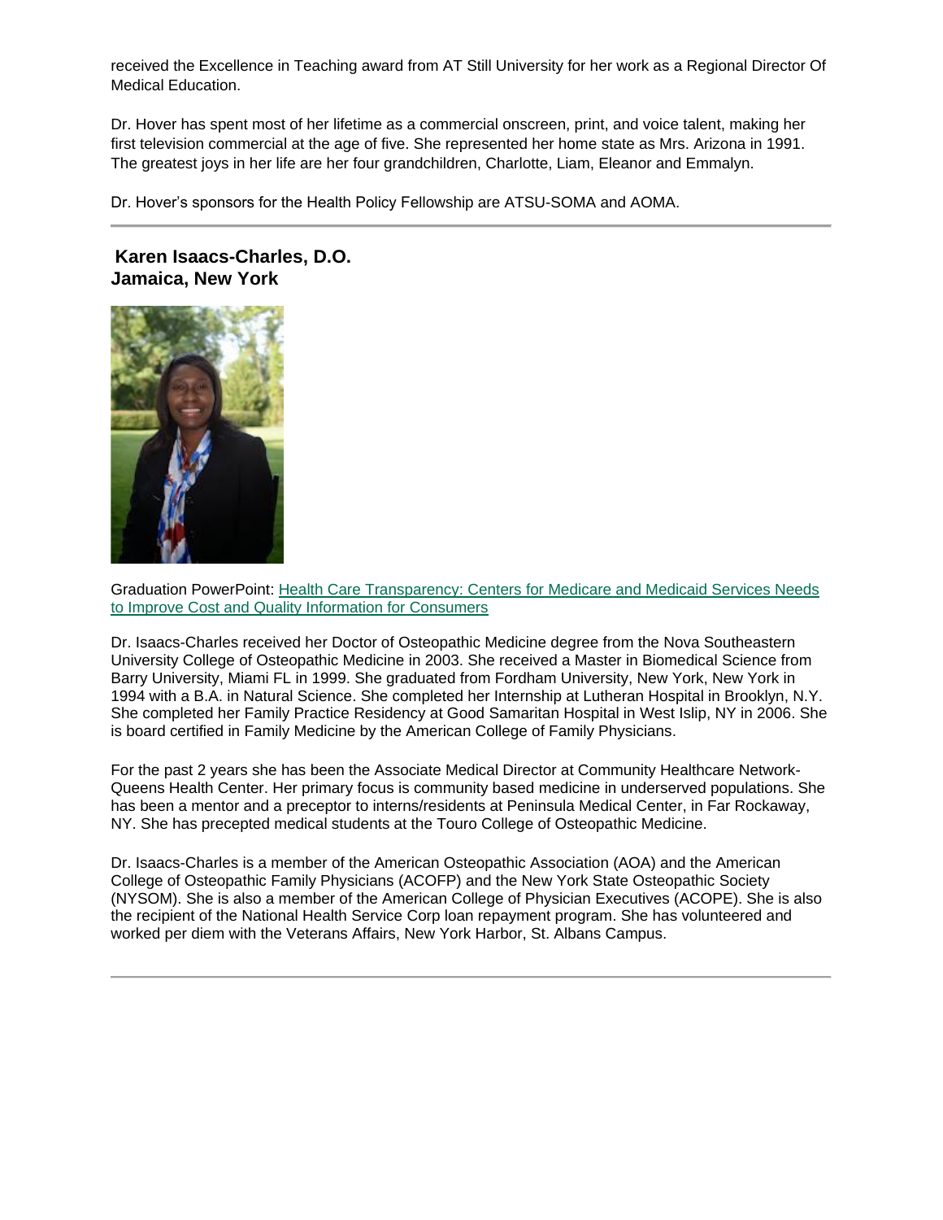received the Excellence in Teaching award from AT Still University for her work as a Regional Director Of Medical Education.

Dr. Hover has spent most of her lifetime as a commercial onscreen, print, and voice talent, making her first television commercial at the age of five. She represented her home state as Mrs. Arizona in 1991. The greatest joys in her life are her four grandchildren, Charlotte, Liam, Eleanor and Emmalyn.

Dr. Hover's sponsors for the Health Policy Fellowship are ATSU-SOMA and AOMA.

---

### Karen Isaacs-Charles, D.O.
### Jamaica, New York

Graduation PowerPoint: Health Care Transparency: Centers for Medicare and Medicaid Services Needs to Improve Cost and Quality Information for Consumers

Dr. Isaacs-Charles received her Doctor of Osteopathic Medicine degree from the Nova Southeastern University College of Osteopathic Medicine in 2003. She received a Master in Biomedical Science from Barry University, Miami FL in 1999. She graduated from Fordham University, New York, New York in 1994 with a B.A. in Natural Science. She completed her Internship at Lutheran Hospital in Brooklyn, N.Y. She completed her Family Practice Residency at Good Samaritan Hospital in West Islip, NY in 2006. She is board certified in Family Medicine by the American College of Family Physicians.

For the past 2 years she has been the Associate Medical Director at Community Healthcare Network-Queens Health Center. Her primary focus is community based medicine in underserved populations. She has been a mentor and a preceptor to interns/residents at Peninsula Medical Center, in Far Rockaway, NY. She has precepted medical students at the Touro College of Osteopathic Medicine.

Dr. Isaacs-Charles is a member of the American Osteopathic Association (AOA) and the American College of Osteopathic Family Physicians (ACOFP) and the New York State Osteopathic Society (NYSOM). She is also a member of the American College of Physician Executives (ACOPE). She is also the recipient of the National Health Service Corp loan repayment program. She has volunteered and worked per diem with the Veterans Affairs, New York Harbor, St. Albans Campus.

---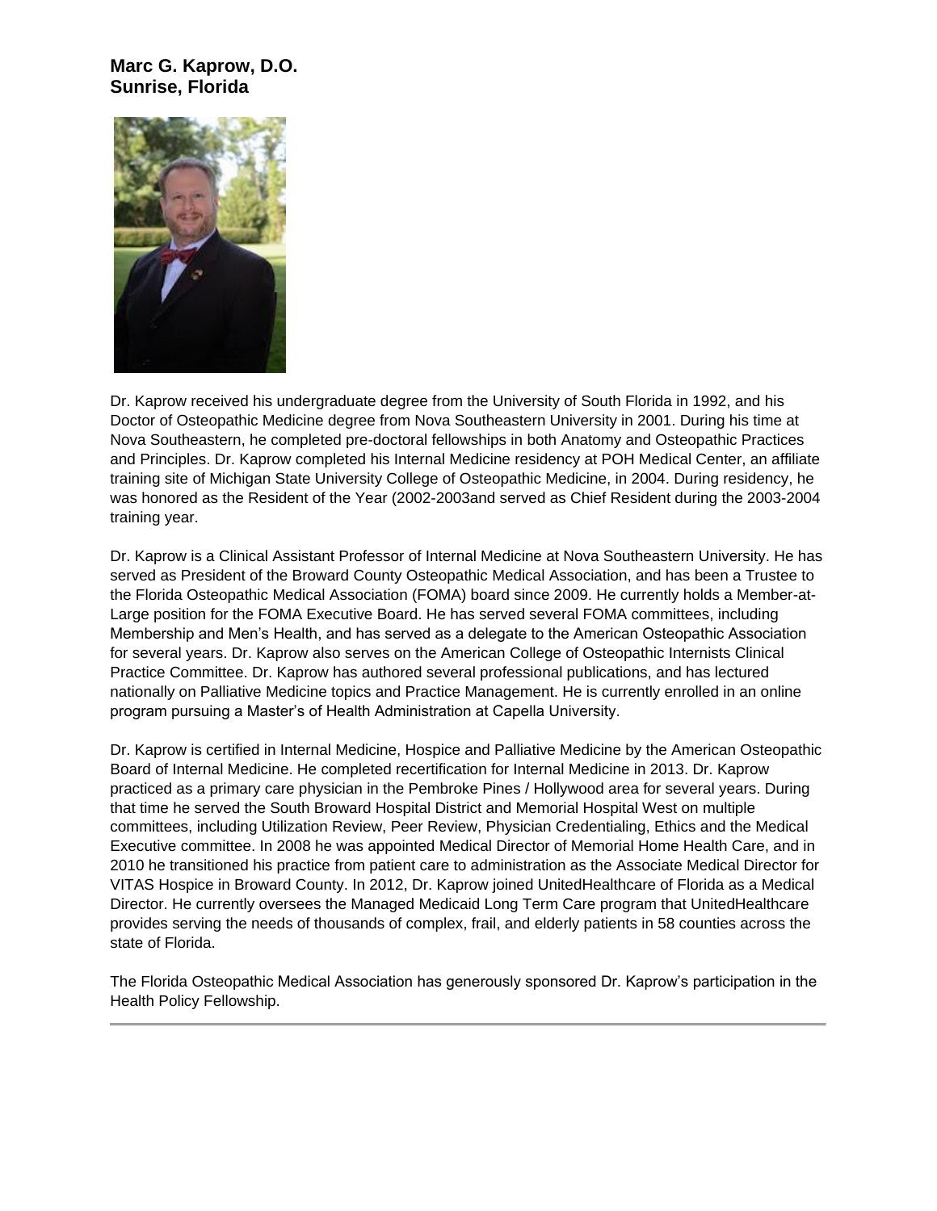**Marc G. Kaprow, D.O.**
**Sunrise, Florida**

Dr. Kaprow received his undergraduate degree from the University of South Florida in 1992, and his Doctor of Osteopathic Medicine degree from Nova Southeastern University in 2001. During his time at Nova Southeastern, he completed pre-doctoral fellowships in both Anatomy and Osteopathic Practices and Principles. Dr. Kaprow completed his Internal Medicine residency at POH Medical Center, an affiliate training site of Michigan State University College of Osteopathic Medicine, in 2004. During residency, he was honored as the Resident of the Year (2002-2003and served as Chief Resident during the 2003-2004 training year.

Dr. Kaprow is a Clinical Assistant Professor of Internal Medicine at Nova Southeastern University. He has served as President of the Broward County Osteopathic Medical Association, and has been a Trustee to the Florida Osteopathic Medical Association (FOMA) board since 2009. He currently holds a Member-at-Large position for the FOMA Executive Board. He has served several FOMA committees, including Membership and Men's Health, and has served as a delegate to the American Osteopathic Association for several years. Dr. Kaprow also serves on the American College of Osteopathic Internists Clinical Practice Committee. Dr. Kaprow has authored several professional publications, and has lectured nationally on Palliative Medicine topics and Practice Management. He is currently enrolled in an online program pursuing a Master's of Health Administration at Capella University.

Dr. Kaprow is certified in Internal Medicine, Hospice and Palliative Medicine by the American Osteopathic Board of Internal Medicine. He completed recertification for Internal Medicine in 2013. Dr. Kaprow practiced as a primary care physician in the Pembroke Pines / Hollywood area for several years. During that time he served the South Broward Hospital District and Memorial Hospital West on multiple committees, including Utilization Review, Peer Review, Physician Credentialing, Ethics and the Medical Executive committee. In 2008 he was appointed Medical Director of Memorial Home Health Care, and in 2010 he transitioned his practice from patient care to administration as the Associate Medical Director for VITAS Hospice in Broward County. In 2012, Dr. Kaprow joined UnitedHealthcare of Florida as a Medical Director. He currently oversees the Managed Medicaid Long Term Care program that UnitedHealthcare provides serving the needs of thousands of complex, frail, and elderly patients in 58 counties across the state of Florida.

The Florida Osteopathic Medical Association has generously sponsored Dr. Kaprow's participation in the Health Policy Fellowship.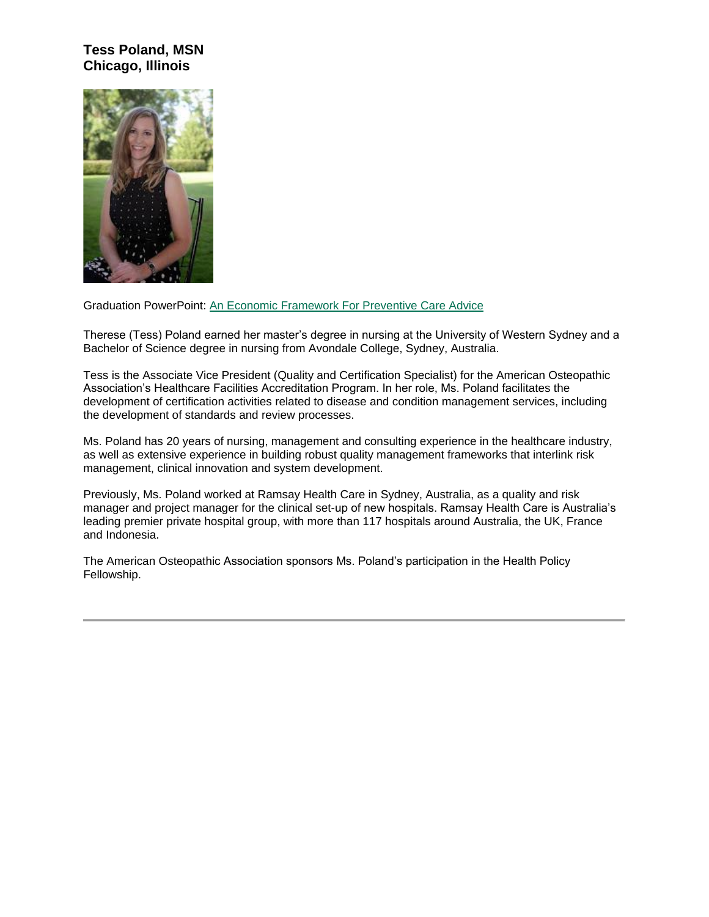### Tess Poland, MSN
### Chicago, Illinois

Graduation PowerPoint: An Economic Framework For Preventive Care Advice

Therese (Tess) Poland earned her master's degree in nursing at the University of Western Sydney and a Bachelor of Science degree in nursing from Avondale College, Sydney, Australia.

Tess is the Associate Vice President (Quality and Certification Specialist) for the American Osteopathic Association's Healthcare Facilities Accreditation Program. In her role, Ms. Poland facilitates the development of certification activities related to disease and condition management services, including the development of standards and review processes.

Ms. Poland has 20 years of nursing, management and consulting experience in the healthcare industry, as well as extensive experience in building robust quality management frameworks that interlink risk management, clinical innovation and system development.

Previously, Ms. Poland worked at Ramsay Health Care in Sydney, Australia, as a quality and risk manager and project manager for the clinical set-up of new hospitals. Ramsay Health Care is Australia's leading premier private hospital group, with more than 117 hospitals around Australia, the UK, France and Indonesia.

The American Osteopathic Association sponsors Ms. Poland's participation in the Health Policy Fellowship.

---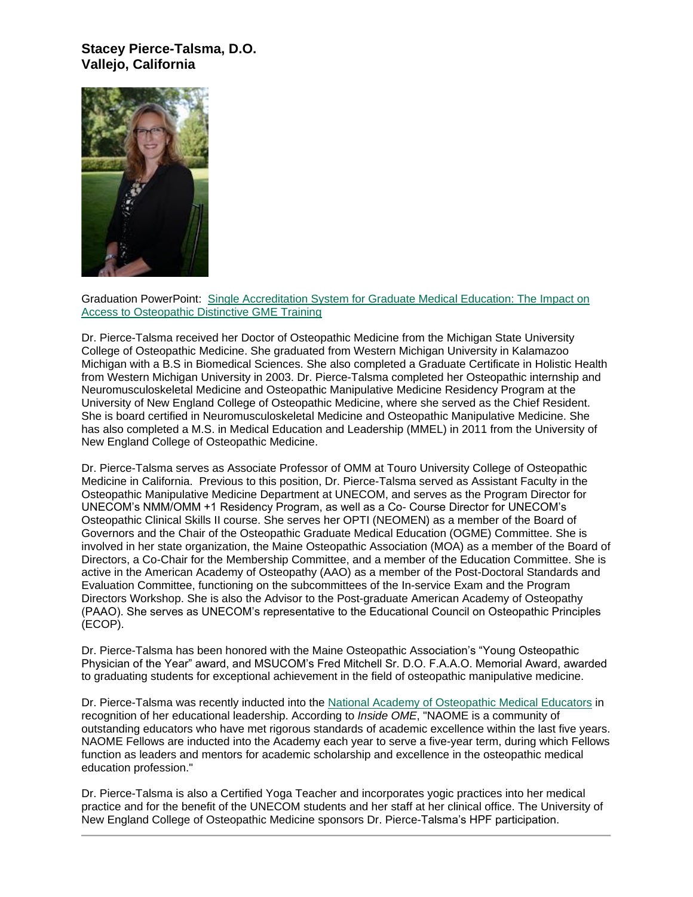**Stacey Pierce-Talsma, D.O.**
**Vallejo, California**

Graduation PowerPoint: Single Accreditation System for Graduate Medical Education: The Impact on Access to Osteopathic Distinctive GME Training

Dr. Pierce-Talsma received her Doctor of Osteopathic Medicine from the Michigan State University College of Osteopathic Medicine. She graduated from Western Michigan University in Kalamazoo Michigan with a B.S in Biomedical Sciences. She also completed a Graduate Certificate in Holistic Health from Western Michigan University in 2003. Dr. Pierce-Talsma completed her Osteopathic internship and Neuromusculoskeletal Medicine and Osteopathic Manipulative Medicine Residency Program at the University of New England College of Osteopathic Medicine, where she served as the Chief Resident. She is board certified in Neuromusculoskeletal Medicine and Osteopathic Manipulative Medicine. She has also completed a M.S. in Medical Education and Leadership (MMEL) in 2011 from the University of New England College of Osteopathic Medicine.

Dr. Pierce-Talsma serves as Associate Professor of OMM at Touro University College of Osteopathic Medicine in California. Previous to this position, Dr. Pierce-Talsma served as Assistant Faculty in the Osteopathic Manipulative Medicine Department at UNECOM, and serves as the Program Director for UNECOM's NMM/OMM +1 Residency Program, as well as a Co- Course Director for UNECOM's Osteopathic Clinical Skills II course. She serves her OPTI (NEOMEN) as a member of the Board of Governors and the Chair of the Osteopathic Graduate Medical Education (OGME) Committee. She is involved in her state organization, the Maine Osteopathic Association (MOA) as a member of the Board of Directors, a Co-Chair for the Membership Committee, and a member of the Education Committee. She is active in the American Academy of Osteopathy (AAO) as a member of the Post-Doctoral Standards and Evaluation Committee, functioning on the subcommittees of the In-service Exam and the Program Directors Workshop. She is also the Advisor to the Post-graduate American Academy of Osteopathy (PAAO). She serves as UNECOM's representative to the Educational Council on Osteopathic Principles (ECOP).

Dr. Pierce-Talsma has been honored with the Maine Osteopathic Association's "Young Osteopathic Physician of the Year" award, and MSUCOM's Fred Mitchell Sr. D.O. F.A.A.O. Memorial Award, awarded to graduating students for exceptional achievement in the field of osteopathic manipulative medicine.

Dr. Pierce-Talsma was recently inducted into the National Academy of Osteopathic Medical Educators in recognition of her educational leadership. According to *Inside OME*, "NAOME is a community of outstanding educators who have met rigorous standards of academic excellence within the last five years. NAOME Fellows are inducted into the Academy each year to serve a five-year term, during which Fellows function as leaders and mentors for academic scholarship and excellence in the osteopathic medical education profession."

Dr. Pierce-Talsma is also a Certified Yoga Teacher and incorporates yogic practices into her medical practice and for the benefit of the UNECOM students and her staff at her clinical office. The University of New England College of Osteopathic Medicine sponsors Dr. Pierce-Talsma's HPF participation.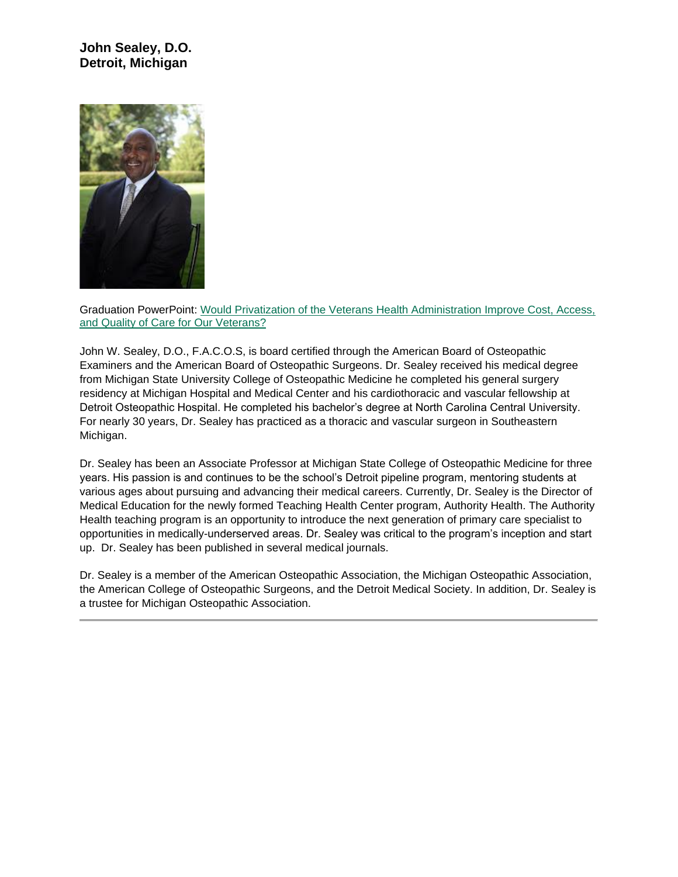**John Sealey, D.O.**
**Detroit, Michigan**

Graduation PowerPoint: [Would Privatization of the Veterans Health Administration Improve Cost, Access, and Quality of Care for Our Veterans?]

John W. Sealey, D.O., F.A.C.O.S, is board certified through the American Board of Osteopathic Examiners and the American Board of Osteopathic Surgeons. Dr. Sealey received his medical degree from Michigan State University College of Osteopathic Medicine he completed his general surgery residency at Michigan Hospital and Medical Center and his cardiothoracic and vascular fellowship at Detroit Osteopathic Hospital. He completed his bachelor's degree at North Carolina Central University. For nearly 30 years, Dr. Sealey has practiced as a thoracic and vascular surgeon in Southeastern Michigan.

Dr. Sealey has been an Associate Professor at Michigan State College of Osteopathic Medicine for three years. His passion is and continues to be the school's Detroit pipeline program, mentoring students at various ages about pursuing and advancing their medical careers. Currently, Dr. Sealey is the Director of Medical Education for the newly formed Teaching Health Center program, Authority Health. The Authority Health teaching program is an opportunity to introduce the next generation of primary care specialist to opportunities in medically-underserved areas. Dr. Sealey was critical to the program's inception and start up. Dr. Sealey has been published in several medical journals.

Dr. Sealey is a member of the American Osteopathic Association, the Michigan Osteopathic Association, the American College of Osteopathic Surgeons, and the Detroit Medical Society. In addition, Dr. Sealey is a trustee for Michigan Osteopathic Association.

---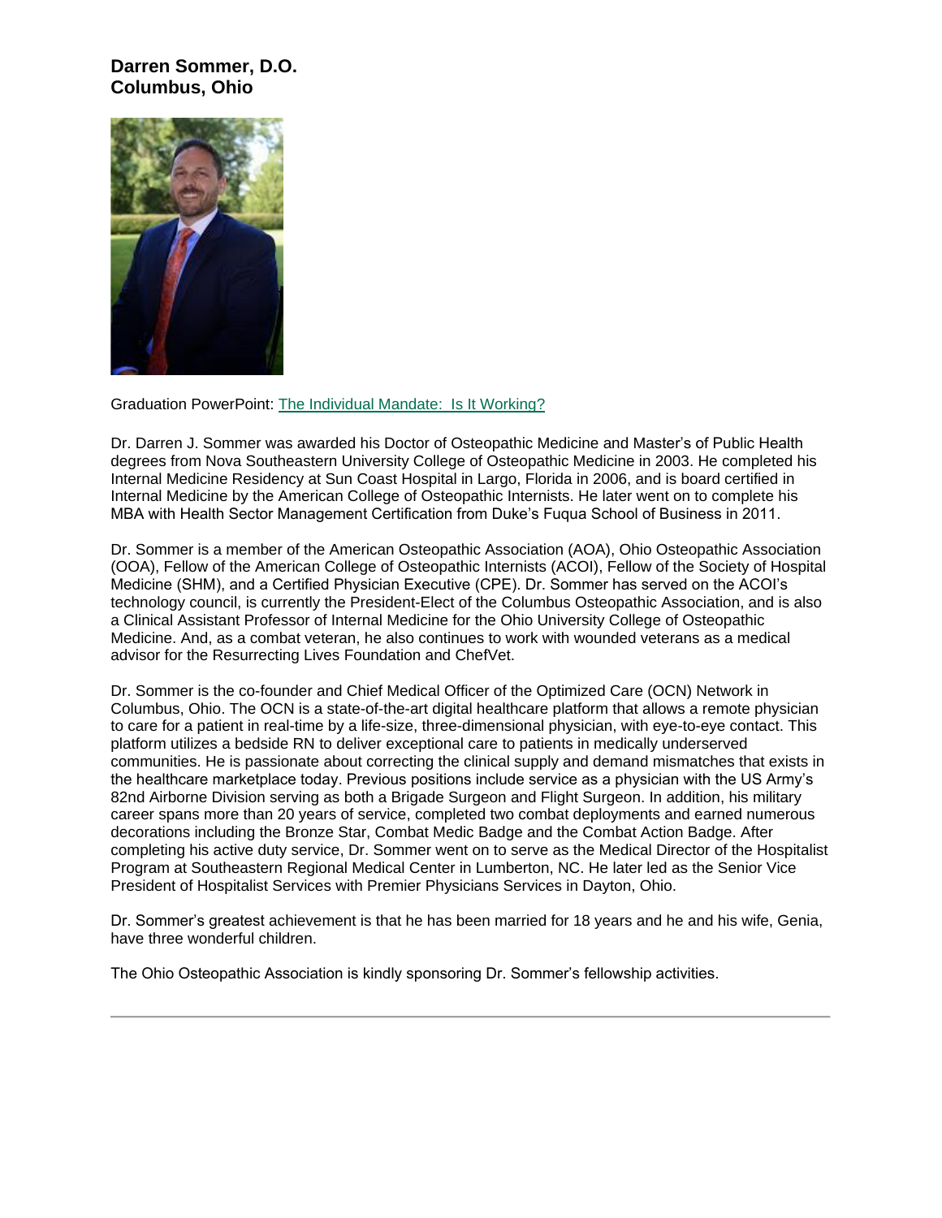**Darren Sommer, D.O.**
**Columbus, Ohio**

Graduation PowerPoint: The Individual Mandate: Is It Working?

Dr. Darren J. Sommer was awarded his Doctor of Osteopathic Medicine and Master's of Public Health degrees from Nova Southeastern University College of Osteopathic Medicine in 2003. He completed his Internal Medicine Residency at Sun Coast Hospital in Largo, Florida in 2006, and is board certified in Internal Medicine by the American College of Osteopathic Internists. He later went on to complete his MBA with Health Sector Management Certification from Duke's Fuqua School of Business in 2011.

Dr. Sommer is a member of the American Osteopathic Association (AOA), Ohio Osteopathic Association (OOA), Fellow of the American College of Osteopathic Internists (ACOI), Fellow of the Society of Hospital Medicine (SHM), and a Certified Physician Executive (CPE). Dr. Sommer has served on the ACOI's technology council, is currently the President-Elect of the Columbus Osteopathic Association, and is also a Clinical Assistant Professor of Internal Medicine for the Ohio University College of Osteopathic Medicine. And, as a combat veteran, he also continues to work with wounded veterans as a medical advisor for the Resurrecting Lives Foundation and ChefVet.

Dr. Sommer is the co-founder and Chief Medical Officer of the Optimized Care (OCN) Network in Columbus, Ohio. The OCN is a state-of-the-art digital healthcare platform that allows a remote physician to care for a patient in real-time by a life-size, three-dimensional physician, with eye-to-eye contact. This platform utilizes a bedside RN to deliver exceptional care to patients in medically underserved communities. He is passionate about correcting the clinical supply and demand mismatches that exists in the healthcare marketplace today. Previous positions include service as a physician with the US Army's 82nd Airborne Division serving as both a Brigade Surgeon and Flight Surgeon. In addition, his military career spans more than 20 years of service, completed two combat deployments and earned numerous decorations including the Bronze Star, Combat Medic Badge and the Combat Action Badge. After completing his active duty service, Dr. Sommer went on to serve as the Medical Director of the Hospitalist Program at Southeastern Regional Medical Center in Lumberton, NC. He later led as the Senior Vice President of Hospitalist Services with Premier Physicians Services in Dayton, Ohio.

Dr. Sommer's greatest achievement is that he has been married for 18 years and he and his wife, Genia, have three wonderful children.

The Ohio Osteopathic Association is kindly sponsoring Dr. Sommer's fellowship activities.

---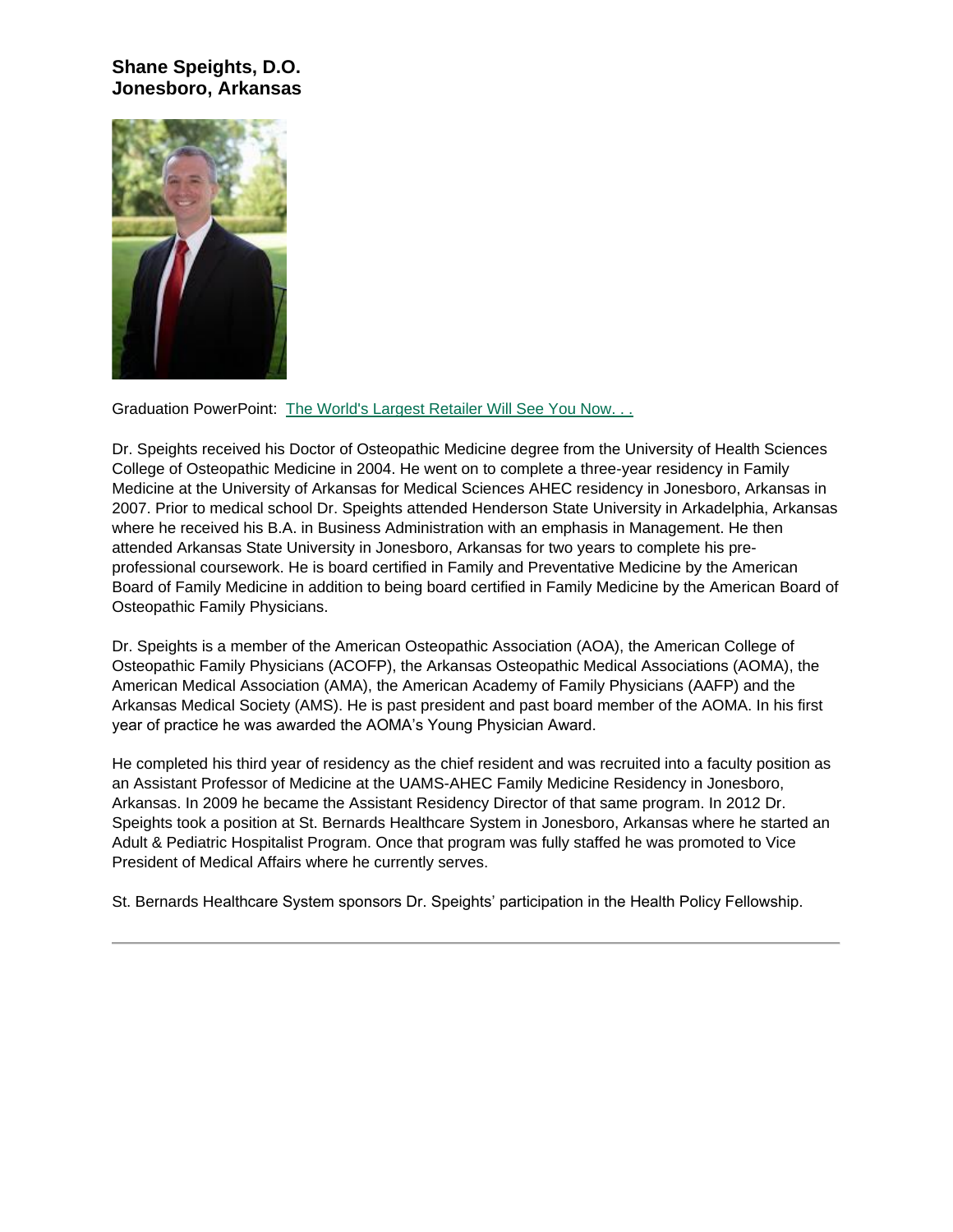### Shane Speights, D.O.
### Jonesboro, Arkansas

Graduation PowerPoint: The World's Largest Retailer Will See You Now. . .

Dr. Speights received his Doctor of Osteopathic Medicine degree from the University of Health Sciences College of Osteopathic Medicine in 2004. He went on to complete a three-year residency in Family Medicine at the University of Arkansas for Medical Sciences AHEC residency in Jonesboro, Arkansas in 2007. Prior to medical school Dr. Speights attended Henderson State University in Arkadelphia, Arkansas where he received his B.A. in Business Administration with an emphasis in Management. He then attended Arkansas State University in Jonesboro, Arkansas for two years to complete his pre-professional coursework. He is board certified in Family and Preventative Medicine by the American Board of Family Medicine in addition to being board certified in Family Medicine by the American Board of Osteopathic Family Physicians.

Dr. Speights is a member of the American Osteopathic Association (AOA), the American College of Osteopathic Family Physicians (ACOFP), the Arkansas Osteopathic Medical Associations (AOMA), the American Medical Association (AMA), the American Academy of Family Physicians (AAFP) and the Arkansas Medical Society (AMS). He is past president and past board member of the AOMA. In his first year of practice he was awarded the AOMA's Young Physician Award.

He completed his third year of residency as the chief resident and was recruited into a faculty position as an Assistant Professor of Medicine at the UAMS-AHEC Family Medicine Residency in Jonesboro, Arkansas. In 2009 he became the Assistant Residency Director of that same program. In 2012 Dr. Speights took a position at St. Bernards Healthcare System in Jonesboro, Arkansas where he started an Adult & Pediatric Hospitalist Program. Once that program was fully staffed he was promoted to Vice President of Medical Affairs where he currently serves.

St. Bernards Healthcare System sponsors Dr. Speights' participation in the Health Policy Fellowship.

---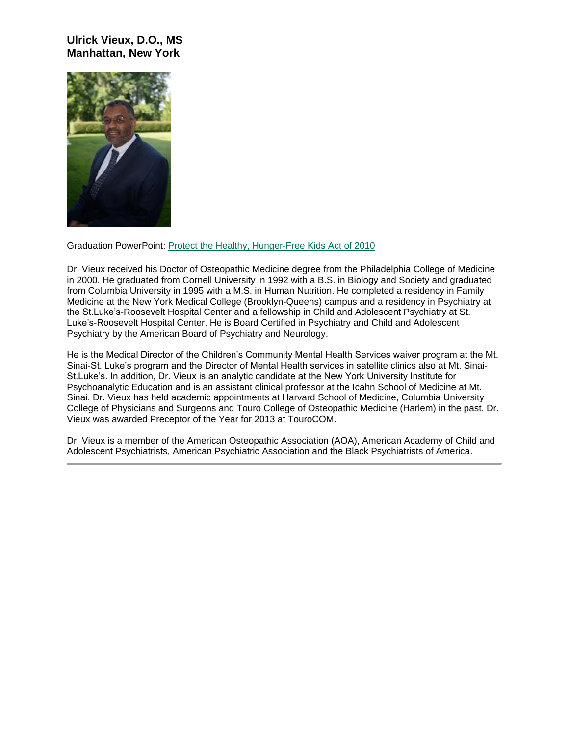**Ulrick Vieux, D.O., MS**
**Manhattan, New York**

Graduation PowerPoint: Protect the Healthy, Hunger-Free Kids Act of 2010

Dr. Vieux received his Doctor of Osteopathic Medicine degree from the Philadelphia College of Medicine in 2000. He graduated from Cornell University in 1992 with a B.S. in Biology and Society and graduated from Columbia University in 1995 with a M.S. in Human Nutrition. He completed a residency in Family Medicine at the New York Medical College (Brooklyn-Queens) campus and a residency in Psychiatry at the St.Luke's-Roosevelt Hospital Center and a fellowship in Child and Adolescent Psychiatry at St. Luke's-Roosevelt Hospital Center. He is Board Certified in Psychiatry and Child and Adolescent Psychiatry by the American Board of Psychiatry and Neurology.

He is the Medical Director of the Children's Community Mental Health Services waiver program at the Mt. Sinai-St. Luke's program and the Director of Mental Health services in satellite clinics also at Mt. Sinai-St.Luke's. In addition, Dr. Vieux is an analytic candidate at the New York University Institute for Psychoanalytic Education and is an assistant clinical professor at the Icahn School of Medicine at Mt. Sinai. Dr. Vieux has held academic appointments at Harvard School of Medicine, Columbia University College of Physicians and Surgeons and Touro College of Osteopathic Medicine (Harlem) in the past. Dr. Vieux was awarded Preceptor of the Year for 2013 at TouroCOM.

Dr. Vieux is a member of the American Osteopathic Association (AOA), American Academy of Child and Adolescent Psychiatrists, American Psychiatric Association and the Black Psychiatrists of America.

---